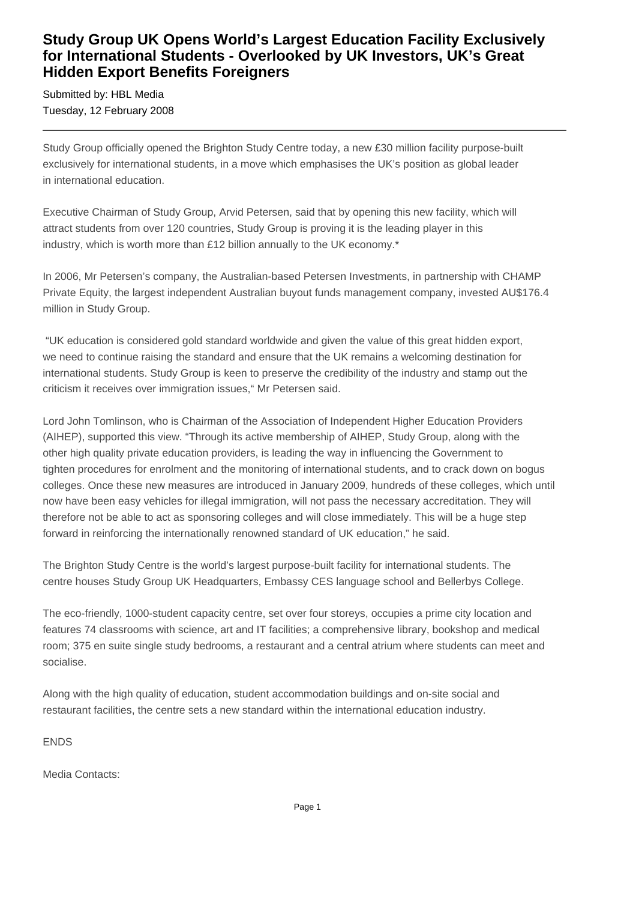# Study Group UK Opens World's Largest Education Facility Exclusively for International Students - Overlooked by UK Investors, UK's Great Hidden Export Benefits Foreigners

Submitted by: HBL Media
Tuesday, 12 February 2008

---

Study Group officially opened the Brighton Study Centre today, a new £30 million facility purpose-built exclusively for international students, in a move which emphasises the UK's position as global leader in international education.

Executive Chairman of Study Group, Arvid Petersen, said that by opening this new facility, which will attract students from over 120 countries, Study Group is proving it is the leading player in this industry, which is worth more than £12 billion annually to the UK economy.*

In 2006, Mr Petersen's company, the Australian-based Petersen Investments, in partnership with CHAMP Private Equity, the largest independent Australian buyout funds management company, invested AU$176.4 million in Study Group.

"UK education is considered gold standard worldwide and given the value of this great hidden export, we need to continue raising the standard and ensure that the UK remains a welcoming destination for international students. Study Group is keen to preserve the credibility of the industry and stamp out the criticism it receives over immigration issues," Mr Petersen said.

Lord John Tomlinson, who is Chairman of the Association of Independent Higher Education Providers (AIHEP), supported this view. "Through its active membership of AIHEP, Study Group, along with the other high quality private education providers, is leading the way in influencing the Government to tighten procedures for enrolment and the monitoring of international students, and to crack down on bogus colleges. Once these new measures are introduced in January 2009, hundreds of these colleges, which until now have been easy vehicles for illegal immigration, will not pass the necessary accreditation. They will therefore not be able to act as sponsoring colleges and will close immediately. This will be a huge step forward in reinforcing the internationally renowned standard of UK education," he said.

The Brighton Study Centre is the world's largest purpose-built facility for international students. The centre houses Study Group UK Headquarters, Embassy CES language school and Bellerbys College.

The eco-friendly, 1000-student capacity centre, set over four storeys, occupies a prime city location and features 74 classrooms with science, art and IT facilities; a comprehensive library, bookshop and medical room; 375 en suite single study bedrooms, a restaurant and a central atrium where students can meet and socialise.

Along with the high quality of education, student accommodation buildings and on-site social and restaurant facilities, the centre sets a new standard within the international education industry.

ENDS

Media Contacts: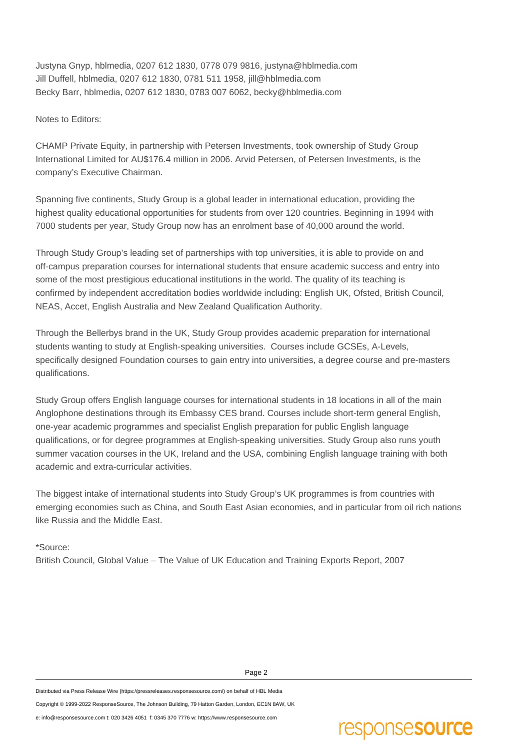Justyna Gnyp, hblmedia, 0207 612 1830, 0778 079 9816, justyna@hblmedia.com
Jill Duffell, hblmedia, 0207 612 1830, 0781 511 1958, jill@hblmedia.com
Becky Barr, hblmedia, 0207 612 1830, 0783 007 6062, becky@hblmedia.com

Notes to Editors:

CHAMP Private Equity, in partnership with Petersen Investments, took ownership of Study Group International Limited for AU$176.4 million in 2006. Arvid Petersen, of Petersen Investments, is the company's Executive Chairman.

Spanning five continents, Study Group is a global leader in international education, providing the highest quality educational opportunities for students from over 120 countries. Beginning in 1994 with 7000 students per year, Study Group now has an enrolment base of 40,000 around the world.

Through Study Group's leading set of partnerships with top universities, it is able to provide on and off-campus preparation courses for international students that ensure academic success and entry into some of the most prestigious educational institutions in the world. The quality of its teaching is confirmed by independent accreditation bodies worldwide including: English UK, Ofsted, British Council, NEAS, Accet, English Australia and New Zealand Qualification Authority.

Through the Bellerbys brand in the UK, Study Group provides academic preparation for international students wanting to study at English-speaking universities. Courses include GCSEs, A-Levels, specifically designed Foundation courses to gain entry into universities, a degree course and pre-masters qualifications.

Study Group offers English language courses for international students in 18 locations in all of the main Anglophone destinations through its Embassy CES brand. Courses include short-term general English, one-year academic programmes and specialist English preparation for public English language qualifications, or for degree programmes at English-speaking universities. Study Group also runs youth summer vacation courses in the UK, Ireland and the USA, combining English language training with both academic and extra-curricular activities.

The biggest intake of international students into Study Group's UK programmes is from countries with emerging economies such as China, and South East Asian economies, and in particular from oil rich nations like Russia and the Middle East.

*Source:
British Council, Global Value – The Value of UK Education and Training Exports Report, 2007